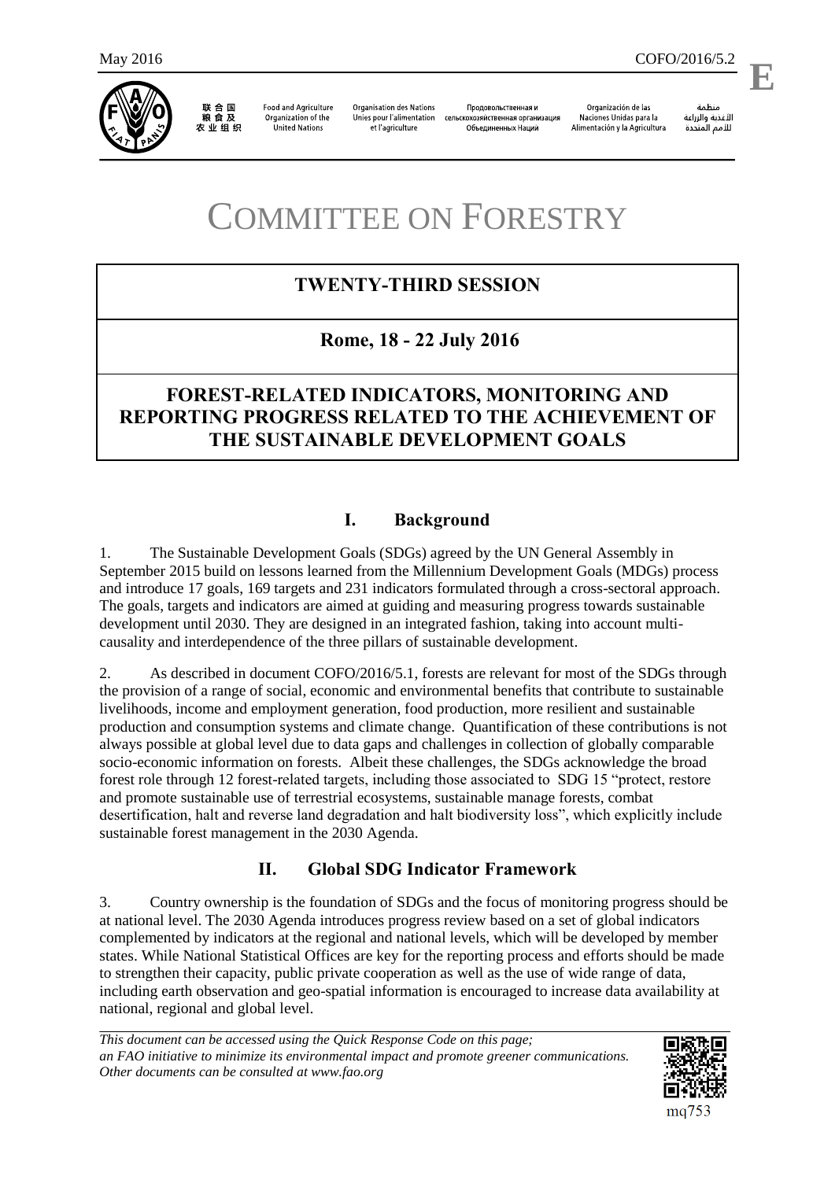# COMMITTEE ON FORESTRY

## TWENTY-THIRD SESSION

## Rome, 18 - 22 July 2016

## FOREST-RELATED INDICATORS, MONITORING AND REPORTING PROGRESS RELATED TO THE ACHIEVEMENT OF THE SUSTAINABLE DEVELOPMENT GOALS

## I. Background

1. The Sustainable Development Goals (SDGs) agreed by the UN General Assembly in September 2015 build on lessons learned from the Millennium Development Goals (MDGs) process and introduce 17 goals, 169 targets and 231 indicators formulated through a cross-sectoral approach. The goals, targets and indicators are aimed at guiding and measuring progress towards sustainable development until 2030. They are designed in an integrated fashion, taking into account multi-causality and interdependence of the three pillars of sustainable development.

2. As described in document COFO/2016/5.1, forests are relevant for most of the SDGs through the provision of a range of social, economic and environmental benefits that contribute to sustainable livelihoods, income and employment generation, food production, more resilient and sustainable production and consumption systems and climate change. Quantification of these contributions is not always possible at global level due to data gaps and challenges in collection of globally comparable socio-economic information on forests. Albeit these challenges, the SDGs acknowledge the broad forest role through 12 forest-related targets, including those associated to SDG 15 "protect, restore and promote sustainable use of terrestrial ecosystems, sustainable manage forests, combat desertification, halt and reverse land degradation and halt biodiversity loss", which explicitly include sustainable forest management in the 2030 Agenda.

## II. Global SDG Indicator Framework

3. Country ownership is the foundation of SDGs and the focus of monitoring progress should be at national level. The 2030 Agenda introduces progress review based on a set of global indicators complemented by indicators at the regional and national levels, which will be developed by member states. While National Statistical Offices are key for the reporting process and efforts should be made to strengthen their capacity, public private cooperation as well as the use of wide range of data, including earth observation and geo-spatial information is encouraged to increase data availability at national, regional and global level.

*This document can be accessed using the Quick Response Code on this page; an FAO initiative to minimize its environmental impact and promote greener communications. Other documents can be consulted at www.fao.org*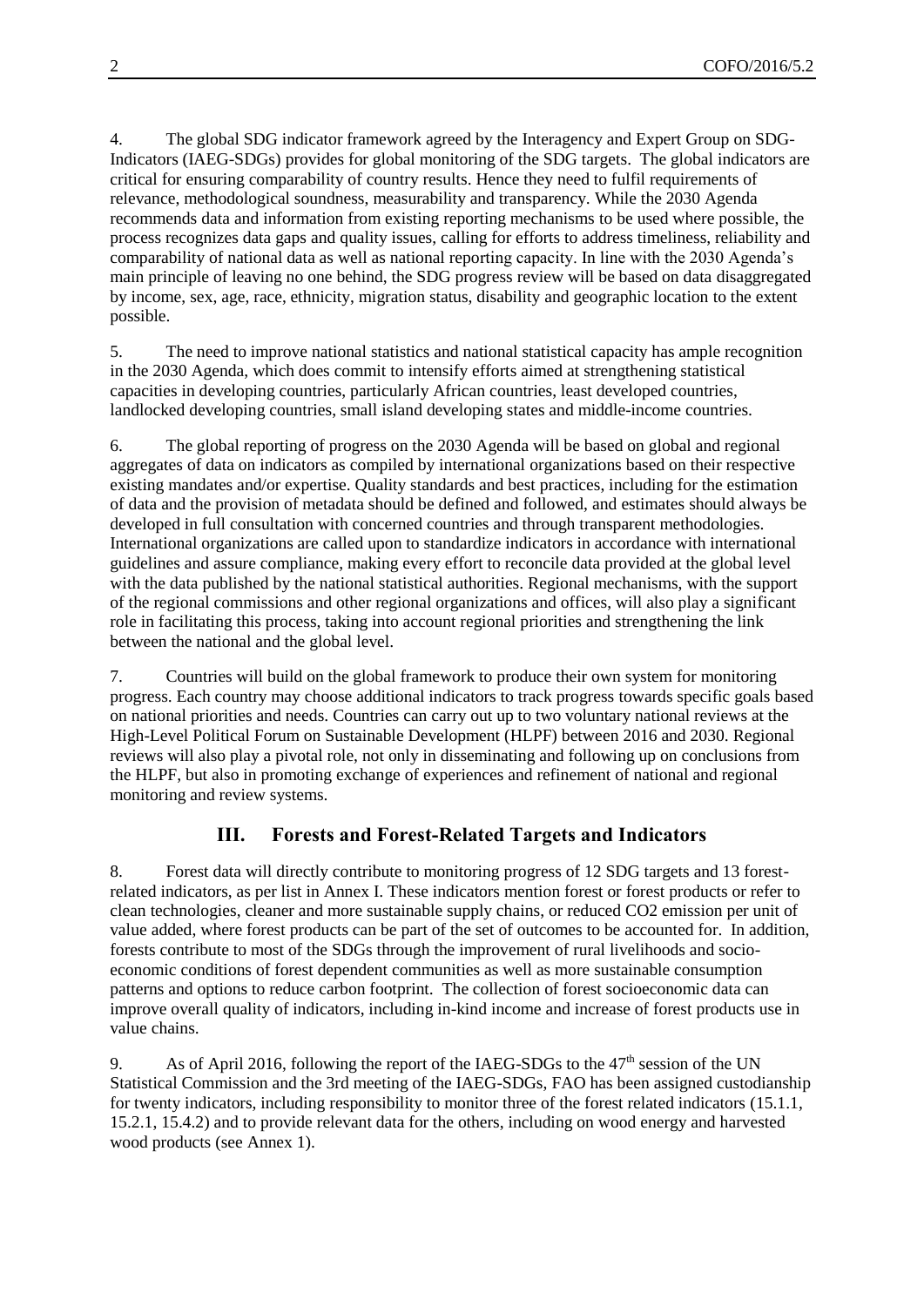4. The global SDG indicator framework agreed by the Interagency and Expert Group on SDG-Indicators (IAEG-SDGs) provides for global monitoring of the SDG targets. The global indicators are critical for ensuring comparability of country results. Hence they need to fulfil requirements of relevance, methodological soundness, measurability and transparency. While the 2030 Agenda recommends data and information from existing reporting mechanisms to be used where possible, the process recognizes data gaps and quality issues, calling for efforts to address timeliness, reliability and comparability of national data as well as national reporting capacity. In line with the 2030 Agenda's main principle of leaving no one behind, the SDG progress review will be based on data disaggregated by income, sex, age, race, ethnicity, migration status, disability and geographic location to the extent possible.

5. The need to improve national statistics and national statistical capacity has ample recognition in the 2030 Agenda, which does commit to intensify efforts aimed at strengthening statistical capacities in developing countries, particularly African countries, least developed countries, landlocked developing countries, small island developing states and middle-income countries.

6. The global reporting of progress on the 2030 Agenda will be based on global and regional aggregates of data on indicators as compiled by international organizations based on their respective existing mandates and/or expertise. Quality standards and best practices, including for the estimation of data and the provision of metadata should be defined and followed, and estimates should always be developed in full consultation with concerned countries and through transparent methodologies. International organizations are called upon to standardize indicators in accordance with international guidelines and assure compliance, making every effort to reconcile data provided at the global level with the data published by the national statistical authorities. Regional mechanisms, with the support of the regional commissions and other regional organizations and offices, will also play a significant role in facilitating this process, taking into account regional priorities and strengthening the link between the national and the global level.

7. Countries will build on the global framework to produce their own system for monitoring progress. Each country may choose additional indicators to track progress towards specific goals based on national priorities and needs. Countries can carry out up to two voluntary national reviews at the High-Level Political Forum on Sustainable Development (HLPF) between 2016 and 2030. Regional reviews will also play a pivotal role, not only in disseminating and following up on conclusions from the HLPF, but also in promoting exchange of experiences and refinement of national and regional monitoring and review systems.

## III. Forests and Forest-Related Targets and Indicators

8. Forest data will directly contribute to monitoring progress of 12 SDG targets and 13 forest-related indicators, as per list in Annex I. These indicators mention forest or forest products or refer to clean technologies, cleaner and more sustainable supply chains, or reduced $CO_2$ emission per unit of value added, where forest products can be part of the set of outcomes to be accounted for. In addition, forests contribute to most of the SDGs through the improvement of rural livelihoods and socio-economic conditions of forest dependent communities as well as more sustainable consumption patterns and options to reduce carbon footprint. The collection of forest socioeconomic data can improve overall quality of indicators, including in-kind income and increase of forest products use in value chains.

9. As of April 2016, following the report of the IAEG-SDGs to the 47th session of the UN Statistical Commission and the 3rd meeting of the IAEG-SDGs, FAO has been assigned custodianship for twenty indicators, including responsibility to monitor three of the forest related indicators (15.1.1, 15.2.1, 15.4.2) and to provide relevant data for the others, including on wood energy and harvested wood products (see Annex 1).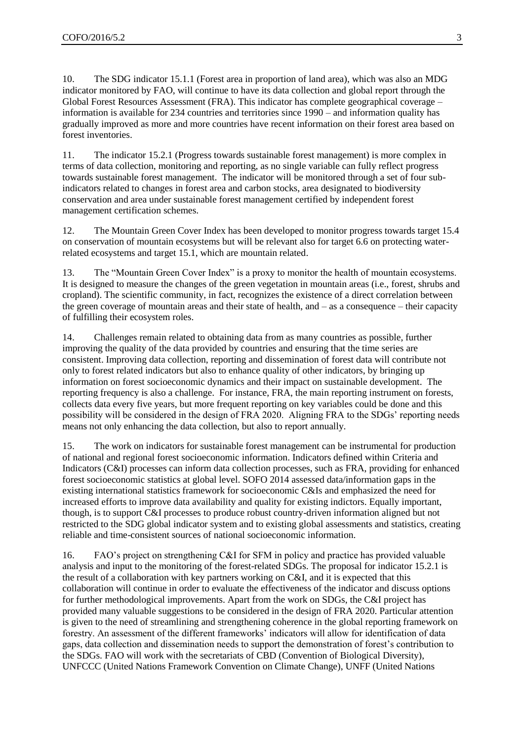10. The SDG indicator 15.1.1 (Forest area in proportion of land area), which was also an MDG indicator monitored by FAO, will continue to have its data collection and global report through the Global Forest Resources Assessment (FRA). This indicator has complete geographical coverage – information is available for 234 countries and territories since 1990 – and information quality has gradually improved as more and more countries have recent information on their forest area based on forest inventories.

11. The indicator 15.2.1 (Progress towards sustainable forest management) is more complex in terms of data collection, monitoring and reporting, as no single variable can fully reflect progress towards sustainable forest management. The indicator will be monitored through a set of four sub-indicators related to changes in forest area and carbon stocks, area designated to biodiversity conservation and area under sustainable forest management certified by independent forest management certification schemes.

12. The Mountain Green Cover Index has been developed to monitor progress towards target 15.4 on conservation of mountain ecosystems but will be relevant also for target 6.6 on protecting water-related ecosystems and target 15.1, which are mountain related.

13. The "Mountain Green Cover Index" is a proxy to monitor the health of mountain ecosystems. It is designed to measure the changes of the green vegetation in mountain areas (i.e., forest, shrubs and cropland). The scientific community, in fact, recognizes the existence of a direct correlation between the green coverage of mountain areas and their state of health, and – as a consequence – their capacity of fulfilling their ecosystem roles.

14. Challenges remain related to obtaining data from as many countries as possible, further improving the quality of the data provided by countries and ensuring that the time series are consistent. Improving data collection, reporting and dissemination of forest data will contribute not only to forest related indicators but also to enhance quality of other indicators, by bringing up information on forest socioeconomic dynamics and their impact on sustainable development. The reporting frequency is also a challenge. For instance, FRA, the main reporting instrument on forests, collects data every five years, but more frequent reporting on key variables could be done and this possibility will be considered in the design of FRA 2020. Aligning FRA to the SDGs' reporting needs means not only enhancing the data collection, but also to report annually.

15. The work on indicators for sustainable forest management can be instrumental for production of national and regional forest socioeconomic information. Indicators defined within Criteria and Indicators (C&I) processes can inform data collection processes, such as FRA, providing for enhanced forest socioeconomic statistics at global level. SOFO 2014 assessed data/information gaps in the existing international statistics framework for socioeconomic C&Is and emphasized the need for increased efforts to improve data availability and quality for existing indictors. Equally important, though, is to support C&I processes to produce robust country-driven information aligned but not restricted to the SDG global indicator system and to existing global assessments and statistics, creating reliable and time-consistent sources of national socioeconomic information.

16. FAO's project on strengthening C&I for SFM in policy and practice has provided valuable analysis and input to the monitoring of the forest-related SDGs. The proposal for indicator 15.2.1 is the result of a collaboration with key partners working on C&I, and it is expected that this collaboration will continue in order to evaluate the effectiveness of the indicator and discuss options for further methodological improvements. Apart from the work on SDGs, the C&I project has provided many valuable suggestions to be considered in the design of FRA 2020. Particular attention is given to the need of streamlining and strengthening coherence in the global reporting framework on forestry. An assessment of the different frameworks' indicators will allow for identification of data gaps, data collection and dissemination needs to support the demonstration of forest's contribution to the SDGs. FAO will work with the secretariats of CBD (Convention of Biological Diversity), UNFCCC (United Nations Framework Convention on Climate Change), UNFF (United Nations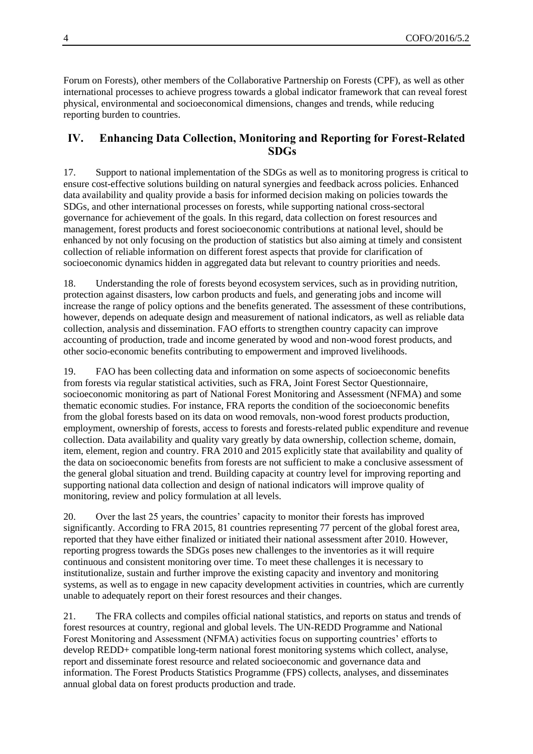Forum on Forests), other members of the Collaborative Partnership on Forests (CPF), as well as other international processes to achieve progress towards a global indicator framework that can reveal forest physical, environmental and socioeconomical dimensions, changes and trends, while reducing reporting burden to countries.

## IV. Enhancing Data Collection, Monitoring and Reporting for Forest-Related SDGs

17. Support to national implementation of the SDGs as well as to monitoring progress is critical to ensure cost-effective solutions building on natural synergies and feedback across policies. Enhanced data availability and quality provide a basis for informed decision making on policies towards the SDGs, and other international processes on forests, while supporting national cross-sectoral governance for achievement of the goals. In this regard, data collection on forest resources and management, forest products and forest socioeconomic contributions at national level, should be enhanced by not only focusing on the production of statistics but also aiming at timely and consistent collection of reliable information on different forest aspects that provide for clarification of socioeconomic dynamics hidden in aggregated data but relevant to country priorities and needs.

18. Understanding the role of forests beyond ecosystem services, such as in providing nutrition, protection against disasters, low carbon products and fuels, and generating jobs and income will increase the range of policy options and the benefits generated. The assessment of these contributions, however, depends on adequate design and measurement of national indicators, as well as reliable data collection, analysis and dissemination. FAO efforts to strengthen country capacity can improve accounting of production, trade and income generated by wood and non-wood forest products, and other socio-economic benefits contributing to empowerment and improved livelihoods.

19. FAO has been collecting data and information on some aspects of socioeconomic benefits from forests via regular statistical activities, such as FRA, Joint Forest Sector Questionnaire, socioeconomic monitoring as part of National Forest Monitoring and Assessment (NFMA) and some thematic economic studies. For instance, FRA reports the condition of the socioeconomic benefits from the global forests based on its data on wood removals, non-wood forest products production, employment, ownership of forests, access to forests and forests-related public expenditure and revenue collection. Data availability and quality vary greatly by data ownership, collection scheme, domain, item, element, region and country. FRA 2010 and 2015 explicitly state that availability and quality of the data on socioeconomic benefits from forests are not sufficient to make a conclusive assessment of the general global situation and trend. Building capacity at country level for improving reporting and supporting national data collection and design of national indicators will improve quality of monitoring, review and policy formulation at all levels.

20. Over the last 25 years, the countries' capacity to monitor their forests has improved significantly. According to FRA 2015, 81 countries representing 77 percent of the global forest area, reported that they have either finalized or initiated their national assessment after 2010. However, reporting progress towards the SDGs poses new challenges to the inventories as it will require continuous and consistent monitoring over time. To meet these challenges it is necessary to institutionalize, sustain and further improve the existing capacity and inventory and monitoring systems, as well as to engage in new capacity development activities in countries, which are currently unable to adequately report on their forest resources and their changes.

21. The FRA collects and compiles official national statistics, and reports on status and trends of forest resources at country, regional and global levels. The UN-REDD Programme and National Forest Monitoring and Assessment (NFMA) activities focus on supporting countries' efforts to develop REDD+ compatible long-term national forest monitoring systems which collect, analyse, report and disseminate forest resource and related socioeconomic and governance data and information. The Forest Products Statistics Programme (FPS) collects, analyses, and disseminates annual global data on forest products production and trade.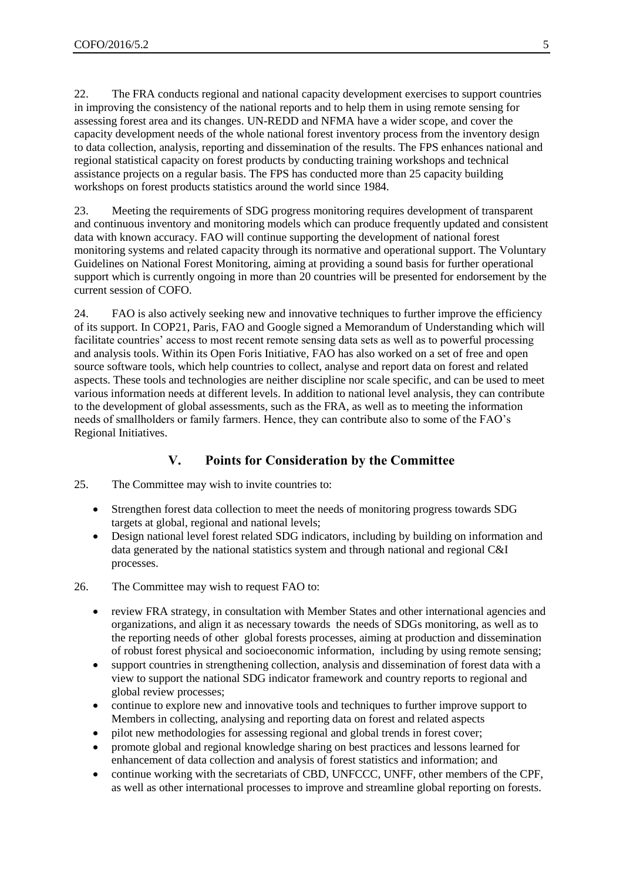22. The FRA conducts regional and national capacity development exercises to support countries in improving the consistency of the national reports and to help them in using remote sensing for assessing forest area and its changes. UN-REDD and NFMA have a wider scope, and cover the capacity development needs of the whole national forest inventory process from the inventory design to data collection, analysis, reporting and dissemination of the results. The FPS enhances national and regional statistical capacity on forest products by conducting training workshops and technical assistance projects on a regular basis. The FPS has conducted more than 25 capacity building workshops on forest products statistics around the world since 1984.

23. Meeting the requirements of SDG progress monitoring requires development of transparent and continuous inventory and monitoring models which can produce frequently updated and consistent data with known accuracy. FAO will continue supporting the development of national forest monitoring systems and related capacity through its normative and operational support. The Voluntary Guidelines on National Forest Monitoring, aiming at providing a sound basis for further operational support which is currently ongoing in more than 20 countries will be presented for endorsement by the current session of COFO.

24. FAO is also actively seeking new and innovative techniques to further improve the efficiency of its support. In COP21, Paris, FAO and Google signed a Memorandum of Understanding which will facilitate countries' access to most recent remote sensing data sets as well as to powerful processing and analysis tools. Within its Open Foris Initiative, FAO has also worked on a set of free and open source software tools, which help countries to collect, analyse and report data on forest and related aspects. These tools and technologies are neither discipline nor scale specific, and can be used to meet various information needs at different levels. In addition to national level analysis, they can contribute to the development of global assessments, such as the FRA, as well as to meeting the information needs of smallholders or family farmers. Hence, they can contribute also to some of the FAO's Regional Initiatives.

## V. Points for Consideration by the Committee

25. The Committee may wish to invite countries to:

- Strengthen forest data collection to meet the needs of monitoring progress towards SDG targets at global, regional and national levels;
- Design national level forest related SDG indicators, including by building on information and data generated by the national statistics system and through national and regional C&I processes.

26. The Committee may wish to request FAO to:

- review FRA strategy, in consultation with Member States and other international agencies and organizations, and align it as necessary towards the needs of SDGs monitoring, as well as to the reporting needs of other global forests processes, aiming at production and dissemination of robust forest physical and socioeconomic information, including by using remote sensing;
- support countries in strengthening collection, analysis and dissemination of forest data with a view to support the national SDG indicator framework and country reports to regional and global review processes;
- continue to explore new and innovative tools and techniques to further improve support to Members in collecting, analysing and reporting data on forest and related aspects
- pilot new methodologies for assessing regional and global trends in forest cover;
- promote global and regional knowledge sharing on best practices and lessons learned for enhancement of data collection and analysis of forest statistics and information; and
- continue working with the secretariats of CBD, UNFCCC, UNFF, other members of the CPF, as well as other international processes to improve and streamline global reporting on forests.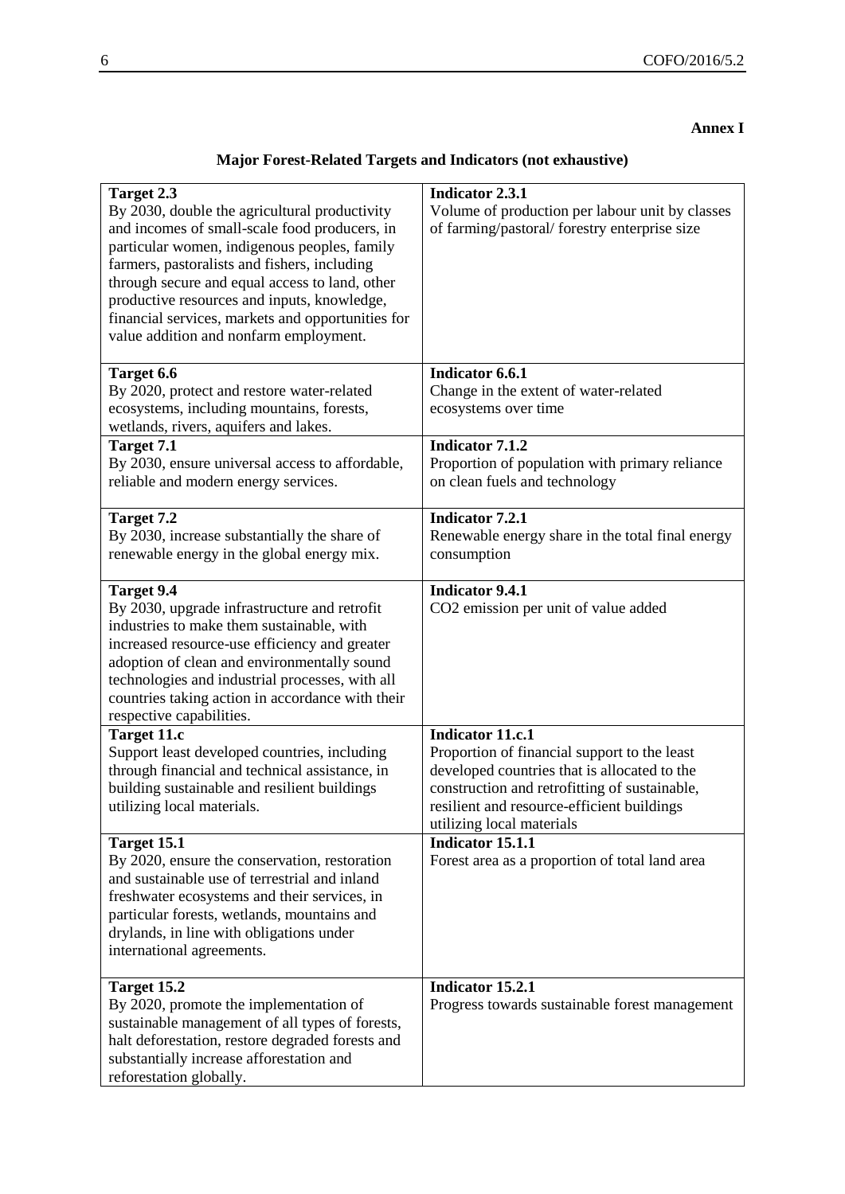**Annex I**

## Major Forest-Related Targets and Indicators (not exhaustive)

| Target | Indicator |
|---|---|
| **Target 2.3**<br>By 2030, double the agricultural productivity and incomes of small-scale food producers, in particular women, indigenous peoples, family farmers, pastoralists and fishers, including through secure and equal access to land, other productive resources and inputs, knowledge, financial services, markets and opportunities for value addition and nonfarm employment. | **Indicator 2.3.1**<br>Volume of production per labour unit by classes of farming/pastoral/ forestry enterprise size |
| **Target 6.6**<br>By 2020, protect and restore water-related ecosystems, including mountains, forests, wetlands, rivers, aquifers and lakes. | **Indicator 6.6.1**<br>Change in the extent of water-related ecosystems over time |
| **Target 7.1**<br>By 2030, ensure universal access to affordable, reliable and modern energy services. | **Indicator 7.1.2**<br>Proportion of population with primary reliance on clean fuels and technology |
| **Target 7.2**<br>By 2030, increase substantially the share of renewable energy in the global energy mix. | **Indicator 7.2.1**<br>Renewable energy share in the total final energy consumption |
| **Target 9.4**<br>By 2030, upgrade infrastructure and retrofit industries to make them sustainable, with increased resource-use efficiency and greater adoption of clean and environmentally sound technologies and industrial processes, with all countries taking action in accordance with their respective capabilities. | **Indicator 9.4.1**<br>$CO_2$ emission per unit of value added |
| **Target 11.c**<br>Support least developed countries, including through financial and technical assistance, in building sustainable and resilient buildings utilizing local materials. | **Indicator 11.c.1**<br>Proportion of financial support to the least developed countries that is allocated to the construction and retrofitting of sustainable, resilient and resource-efficient buildings utilizing local materials |
| **Target 15.1**<br>By 2020, ensure the conservation, restoration and sustainable use of terrestrial and inland freshwater ecosystems and their services, in particular forests, wetlands, mountains and drylands, in line with obligations under international agreements. | **Indicator 15.1.1**<br>Forest area as a proportion of total land area |
| **Target 15.2**<br>By 2020, promote the implementation of sustainable management of all types of forests, halt deforestation, restore degraded forests and substantially increase afforestation and reforestation globally. | **Indicator 15.2.1**<br>Progress towards sustainable forest management |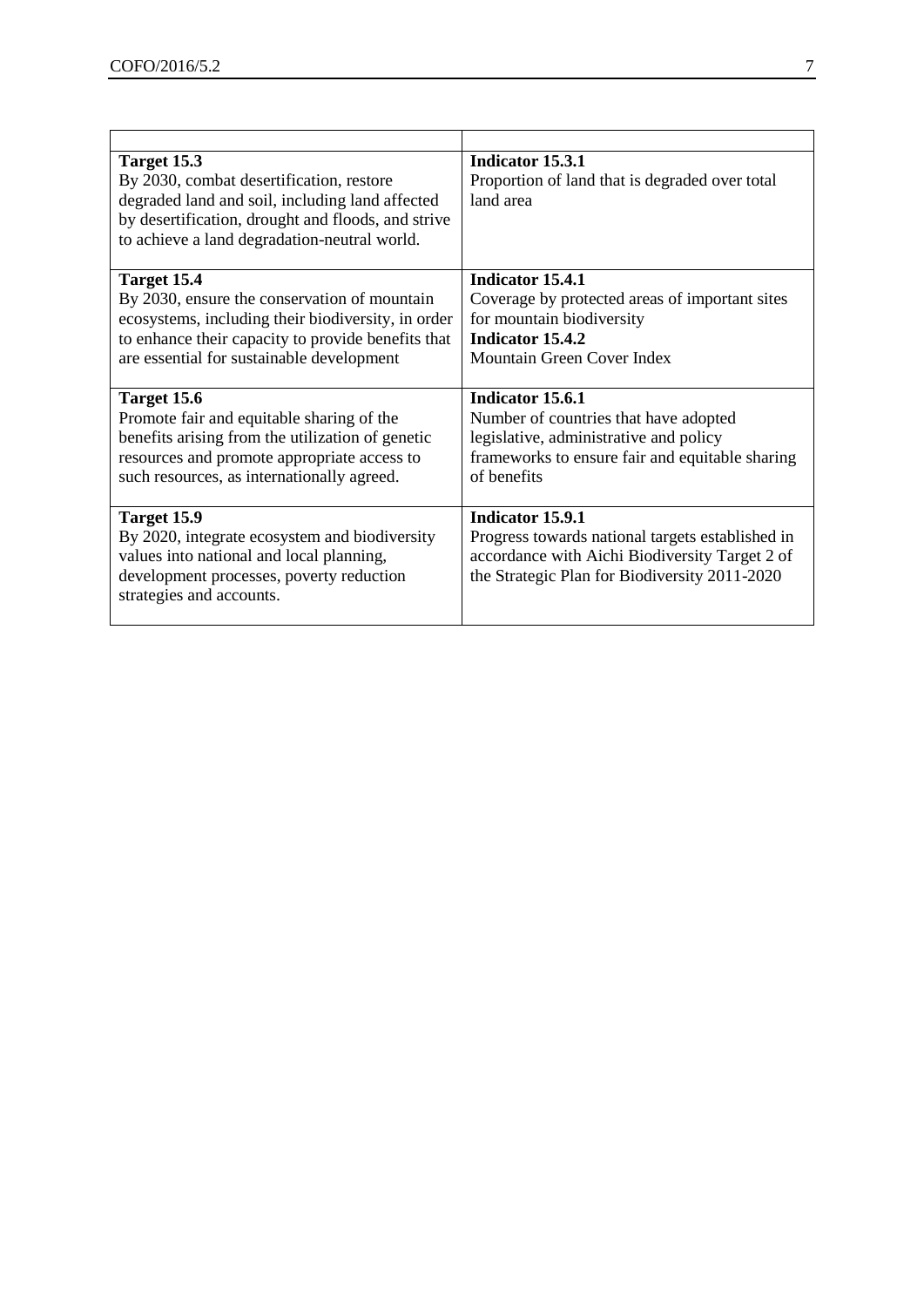| | |
|---|---|
| **Target 15.3**<br>By 2030, combat desertification, restore degraded land and soil, including land affected by desertification, drought and floods, and strive to achieve a land degradation-neutral world. | **Indicator 15.3.1**<br>Proportion of land that is degraded over total land area |
| **Target 15.4**<br>By 2030, ensure the conservation of mountain ecosystems, including their biodiversity, in order to enhance their capacity to provide benefits that are essential for sustainable development | **Indicator 15.4.1**<br>Coverage by protected areas of important sites for mountain biodiversity<br>**Indicator 15.4.2**<br>Mountain Green Cover Index |
| **Target 15.6**<br>Promote fair and equitable sharing of the benefits arising from the utilization of genetic resources and promote appropriate access to such resources, as internationally agreed. | **Indicator 15.6.1**<br>Number of countries that have adopted legislative, administrative and policy frameworks to ensure fair and equitable sharing of benefits |
| **Target 15.9**<br>By 2020, integrate ecosystem and biodiversity values into national and local planning, development processes, poverty reduction strategies and accounts. | **Indicator 15.9.1**<br>Progress towards national targets established in accordance with Aichi Biodiversity Target 2 of the Strategic Plan for Biodiversity 2011-2020 |